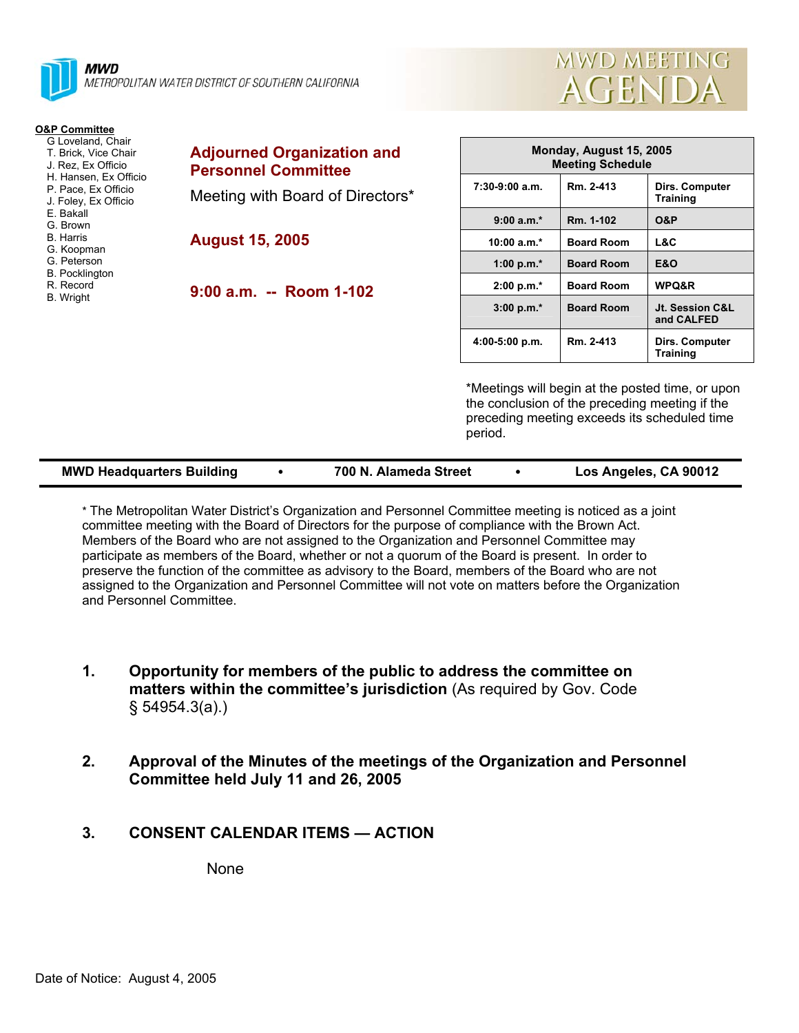**MWD**
METROPOLITAN WATER DISTRICT OF SOUTHERN CALIFORNIA

# MWD MEETING AGENDA

**O&P Committee**
- G Loveland, Chair
- T. Brick, Vice Chair
- J. Rez, Ex Officio
- H. Hansen, Ex Officio
- P. Pace, Ex Officio
- J. Foley, Ex Officio
- E. Bakall
- G. Brown
- B. Harris
- G. Koopman
- G. Peterson
- B. Pocklington
- R. Record
- B. Wright

## Adjourned Organization and Personnel Committee

Meeting with Board of Directors*

**August 15, 2005**

**9:00 a.m. -- Room 1-102**

| Monday, August 15, 2005 Meeting Schedule | | |
|---|---|---|
| 7:30-9:00 a.m. | Rm. 2-413 | Dirs. Computer Training |
| 9:00 a.m.* | Rm. 1-102 | O&P |
| 10:00 a.m.* | Board Room | L&C |
| 1:00 p.m.* | Board Room | E&O |
| 2:00 p.m.* | Board Room | WPQ&R |
| 3:00 p.m.* | Board Room | Jt. Session C&L and CALFED |
| 4:00-5:00 p.m. | Rm. 2-413 | Dirs. Computer Training |

*Meetings will begin at the posted time, or upon the conclusion of the preceding meeting if the preceding meeting exceeds its scheduled time period.

**MWD Headquarters Building • 700 N. Alameda Street • Los Angeles, CA 90012**

* The Metropolitan Water District's Organization and Personnel Committee meeting is noticed as a joint committee meeting with the Board of Directors for the purpose of compliance with the Brown Act. Members of the Board who are not assigned to the Organization and Personnel Committee may participate as members of the Board, whether or not a quorum of the Board is present. In order to preserve the function of the committee as advisory to the Board, members of the Board who are not assigned to the Organization and Personnel Committee will not vote on matters before the Organization and Personnel Committee.

1. **Opportunity for members of the public to address the committee on matters within the committee's jurisdiction** (As required by Gov. Code § 54954.3(a).)

2. **Approval of the Minutes of the meetings of the Organization and Personnel Committee held July 11 and 26, 2005**

3. **CONSENT CALENDAR ITEMS — ACTION**

   None

Date of Notice: August 4, 2005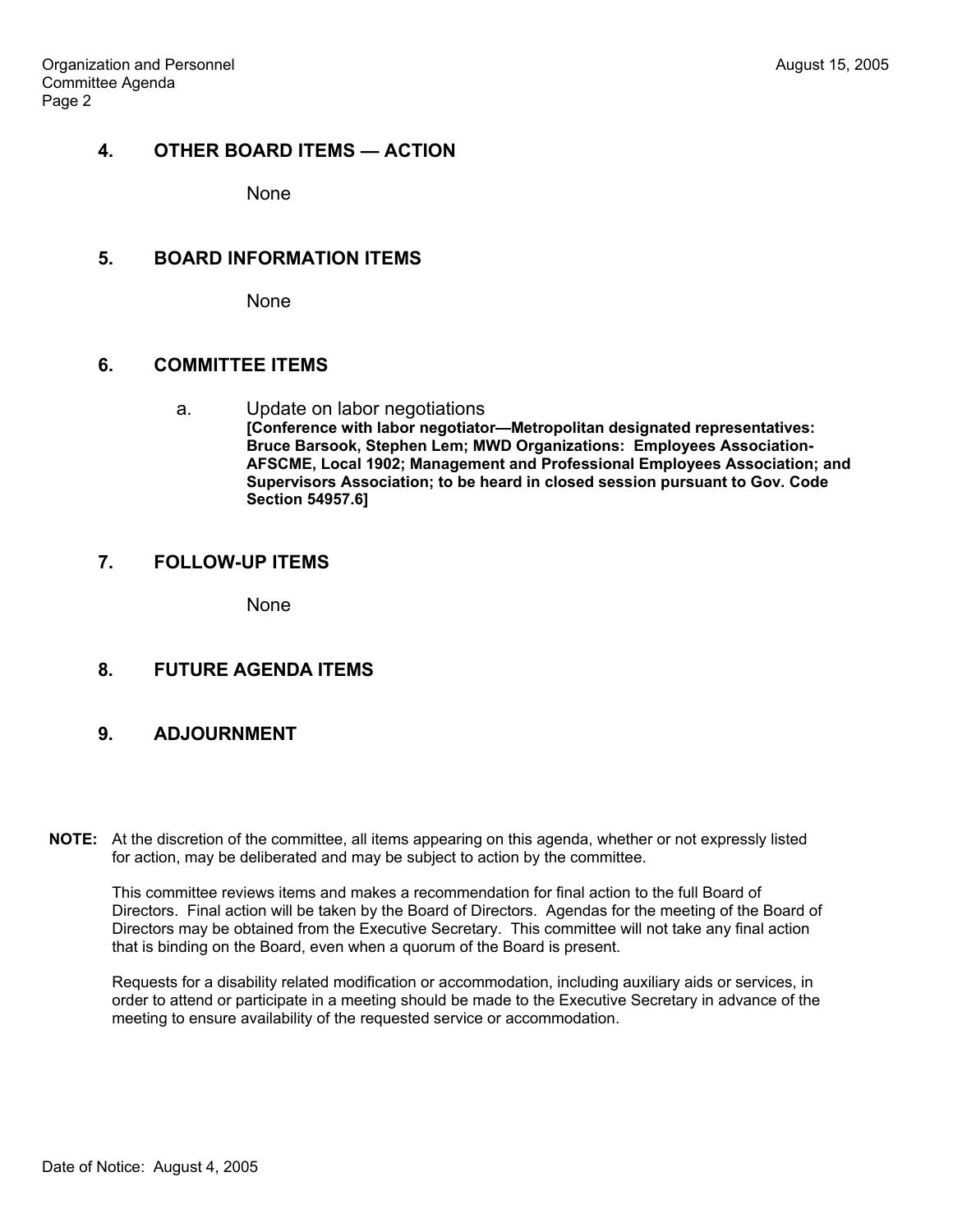## 4. OTHER BOARD ITEMS — ACTION

None

## 5. BOARD INFORMATION ITEMS

None

## 6. COMMITTEE ITEMS

a. Update on labor negotiations
**[Conference with labor negotiator—Metropolitan designated representatives: Bruce Barsook, Stephen Lem; MWD Organizations: Employees Association-AFSCME, Local 1902; Management and Professional Employees Association; and Supervisors Association; to be heard in closed session pursuant to Gov. Code Section 54957.6]**

## 7. FOLLOW-UP ITEMS

None

## 8. FUTURE AGENDA ITEMS

## 9. ADJOURNMENT

**NOTE:** At the discretion of the committee, all items appearing on this agenda, whether or not expressly listed for action, may be deliberated and may be subject to action by the committee.

This committee reviews items and makes a recommendation for final action to the full Board of Directors. Final action will be taken by the Board of Directors. Agendas for the meeting of the Board of Directors may be obtained from the Executive Secretary. This committee will not take any final action that is binding on the Board, even when a quorum of the Board is present.

Requests for a disability related modification or accommodation, including auxiliary aids or services, in order to attend or participate in a meeting should be made to the Executive Secretary in advance of the meeting to ensure availability of the requested service or accommodation.

Date of Notice: August 4, 2005